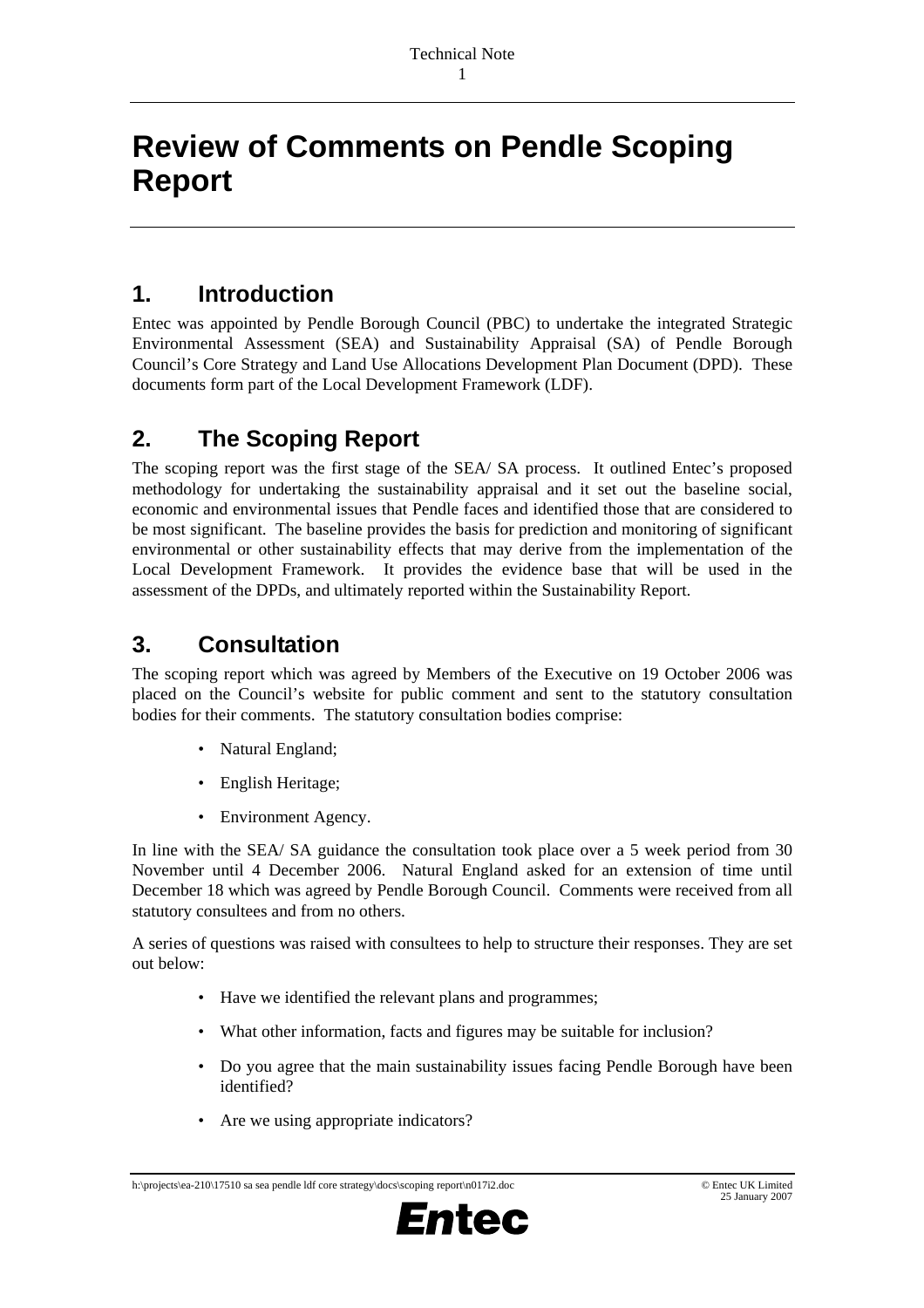# Review of Comments on Pendle Scoping Report

## 1. Introduction

Entec was appointed by Pendle Borough Council (PBC) to undertake the integrated Strategic Environmental Assessment (SEA) and Sustainability Appraisal (SA) of Pendle Borough Council's Core Strategy and Land Use Allocations Development Plan Document (DPD). These documents form part of the Local Development Framework (LDF).

## 2. The Scoping Report

The scoping report was the first stage of the SEA/ SA process. It outlined Entec's proposed methodology for undertaking the sustainability appraisal and it set out the baseline social, economic and environmental issues that Pendle faces and identified those that are considered to be most significant. The baseline provides the basis for prediction and monitoring of significant environmental or other sustainability effects that may derive from the implementation of the Local Development Framework. It provides the evidence base that will be used in the assessment of the DPDs, and ultimately reported within the Sustainability Report.

## 3. Consultation

The scoping report which was agreed by Members of the Executive on 19 October 2006 was placed on the Council's website for public comment and sent to the statutory consultation bodies for their comments. The statutory consultation bodies comprise:

- Natural England;
- English Heritage;
- Environment Agency.

In line with the SEA/ SA guidance the consultation took place over a 5 week period from 30 November until 4 December 2006. Natural England asked for an extension of time until December 18 which was agreed by Pendle Borough Council. Comments were received from all statutory consultees and from no others.

A series of questions was raised with consultees to help to structure their responses. They are set out below:

- Have we identified the relevant plans and programmes;
- What other information, facts and figures may be suitable for inclusion?
- Do you agree that the main sustainability issues facing Pendle Borough have been identified?
- Are we using appropriate indicators?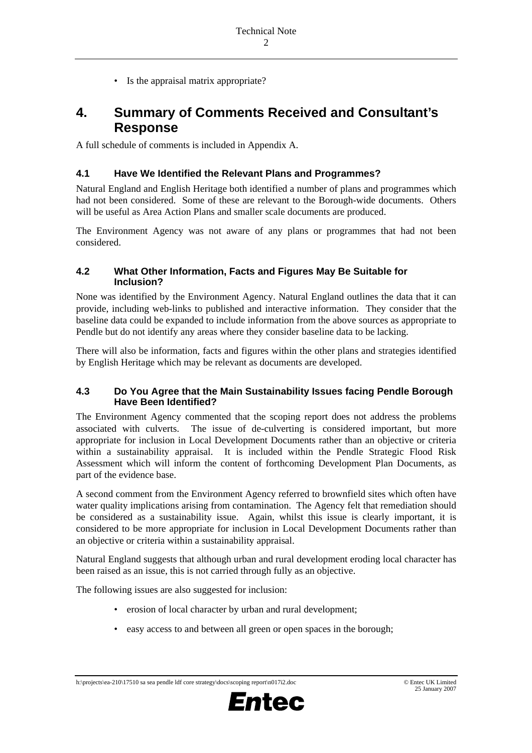- Is the appraisal matrix appropriate?

# 4. Summary of Comments Received and Consultant's Response

A full schedule of comments is included in Appendix A.

## 4.1 Have We Identified the Relevant Plans and Programmes?

Natural England and English Heritage both identified a number of plans and programmes which had not been considered. Some of these are relevant to the Borough-wide documents. Others will be useful as Area Action Plans and smaller scale documents are produced.

The Environment Agency was not aware of any plans or programmes that had not been considered.

## 4.2 What Other Information, Facts and Figures May Be Suitable for Inclusion?

None was identified by the Environment Agency. Natural England outlines the data that it can provide, including web-links to published and interactive information. They consider that the baseline data could be expanded to include information from the above sources as appropriate to Pendle but do not identify any areas where they consider baseline data to be lacking.

There will also be information, facts and figures within the other plans and strategies identified by English Heritage which may be relevant as documents are developed.

## 4.3 Do You Agree that the Main Sustainability Issues facing Pendle Borough Have Been Identified?

The Environment Agency commented that the scoping report does not address the problems associated with culverts. The issue of de-culverting is considered important, but more appropriate for inclusion in Local Development Documents rather than an objective or criteria within a sustainability appraisal. It is included within the Pendle Strategic Flood Risk Assessment which will inform the content of forthcoming Development Plan Documents, as part of the evidence base.

A second comment from the Environment Agency referred to brownfield sites which often have water quality implications arising from contamination. The Agency felt that remediation should be considered as a sustainability issue. Again, whilst this issue is clearly important, it is considered to be more appropriate for inclusion in Local Development Documents rather than an objective or criteria within a sustainability appraisal.

Natural England suggests that although urban and rural development eroding local character has been raised as an issue, this is not carried through fully as an objective.

The following issues are also suggested for inclusion:

- erosion of local character by urban and rural development;
- easy access to and between all green or open spaces in the borough;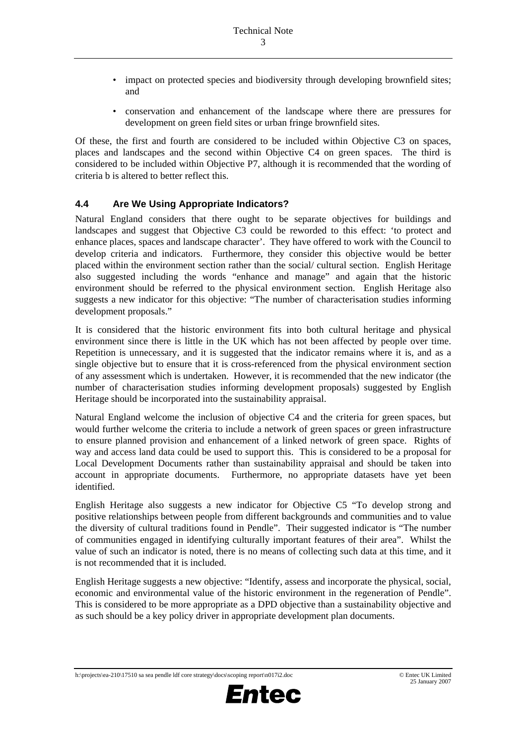- impact on protected species and biodiversity through developing brownfield sites; and
- conservation and enhancement of the landscape where there are pressures for development on green field sites or urban fringe brownfield sites.

Of these, the first and fourth are considered to be included within Objective C3 on spaces, places and landscapes and the second within Objective C4 on green spaces. The third is considered to be included within Objective P7, although it is recommended that the wording of criteria b is altered to better reflect this.

### 4.4 Are We Using Appropriate Indicators?

Natural England considers that there ought to be separate objectives for buildings and landscapes and suggest that Objective C3 could be reworded to this effect: 'to protect and enhance places, spaces and landscape character'. They have offered to work with the Council to develop criteria and indicators. Furthermore, they consider this objective would be better placed within the environment section rather than the social/ cultural section. English Heritage also suggested including the words "enhance and manage" and again that the historic environment should be referred to the physical environment section. English Heritage also suggests a new indicator for this objective: "The number of characterisation studies informing development proposals."

It is considered that the historic environment fits into both cultural heritage and physical environment since there is little in the UK which has not been affected by people over time. Repetition is unnecessary, and it is suggested that the indicator remains where it is, and as a single objective but to ensure that it is cross-referenced from the physical environment section of any assessment which is undertaken. However, it is recommended that the new indicator (the number of characterisation studies informing development proposals) suggested by English Heritage should be incorporated into the sustainability appraisal.

Natural England welcome the inclusion of objective C4 and the criteria for green spaces, but would further welcome the criteria to include a network of green spaces or green infrastructure to ensure planned provision and enhancement of a linked network of green space. Rights of way and access land data could be used to support this. This is considered to be a proposal for Local Development Documents rather than sustainability appraisal and should be taken into account in appropriate documents. Furthermore, no appropriate datasets have yet been identified.

English Heritage also suggests a new indicator for Objective C5 "To develop strong and positive relationships between people from different backgrounds and communities and to value the diversity of cultural traditions found in Pendle". Their suggested indicator is "The number of communities engaged in identifying culturally important features of their area". Whilst the value of such an indicator is noted, there is no means of collecting such data at this time, and it is not recommended that it is included.

English Heritage suggests a new objective: "Identify, assess and incorporate the physical, social, economic and environmental value of the historic environment in the regeneration of Pendle". This is considered to be more appropriate as a DPD objective than a sustainability objective and as such should be a key policy driver in appropriate development plan documents.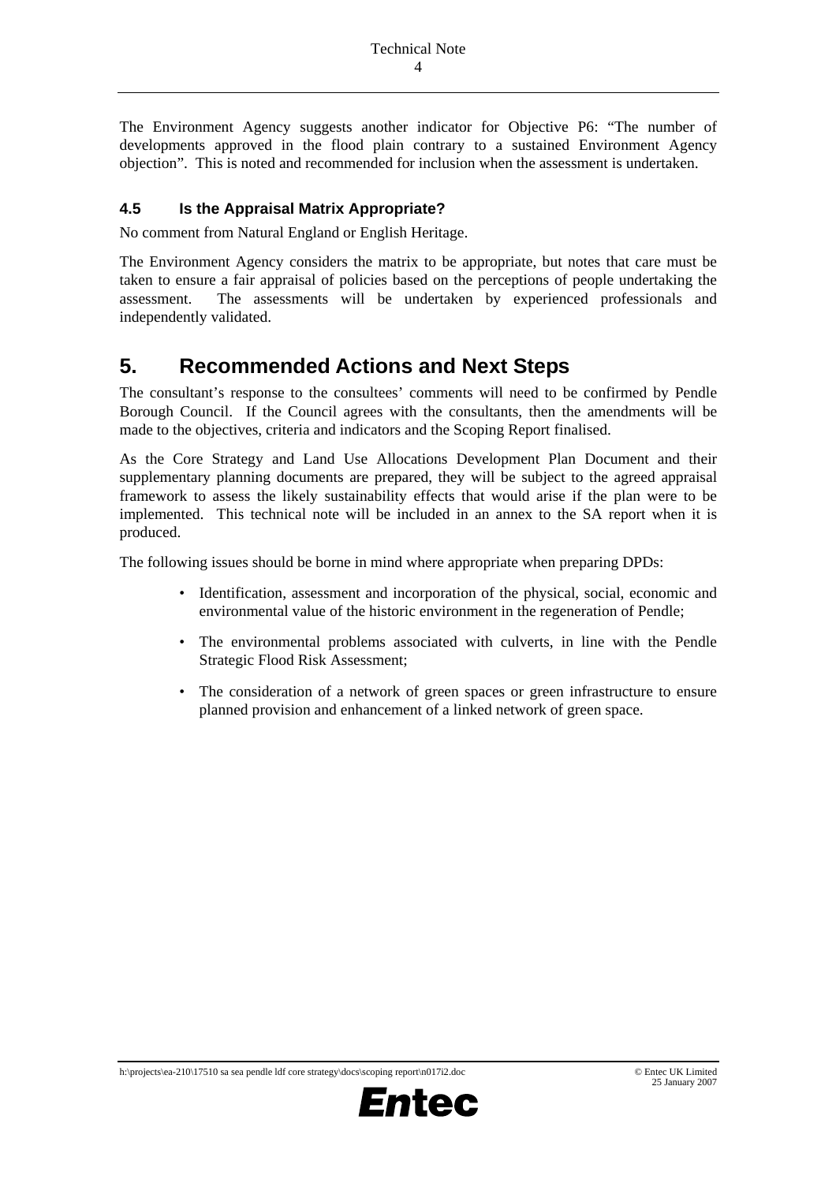The Environment Agency suggests another indicator for Objective P6: "The number of developments approved in the flood plain contrary to a sustained Environment Agency objection". This is noted and recommended for inclusion when the assessment is undertaken.

### 4.5 Is the Appraisal Matrix Appropriate?

No comment from Natural England or English Heritage.

The Environment Agency considers the matrix to be appropriate, but notes that care must be taken to ensure a fair appraisal of policies based on the perceptions of people undertaking the assessment. The assessments will be undertaken by experienced professionals and independently validated.

## 5. Recommended Actions and Next Steps

The consultant's response to the consultees' comments will need to be confirmed by Pendle Borough Council. If the Council agrees with the consultants, then the amendments will be made to the objectives, criteria and indicators and the Scoping Report finalised.

As the Core Strategy and Land Use Allocations Development Plan Document and their supplementary planning documents are prepared, they will be subject to the agreed appraisal framework to assess the likely sustainability effects that would arise if the plan were to be implemented. This technical note will be included in an annex to the SA report when it is produced.

The following issues should be borne in mind where appropriate when preparing DPDs:

- Identification, assessment and incorporation of the physical, social, economic and environmental value of the historic environment in the regeneration of Pendle;
- The environmental problems associated with culverts, in line with the Pendle Strategic Flood Risk Assessment;
- The consideration of a network of green spaces or green infrastructure to ensure planned provision and enhancement of a linked network of green space.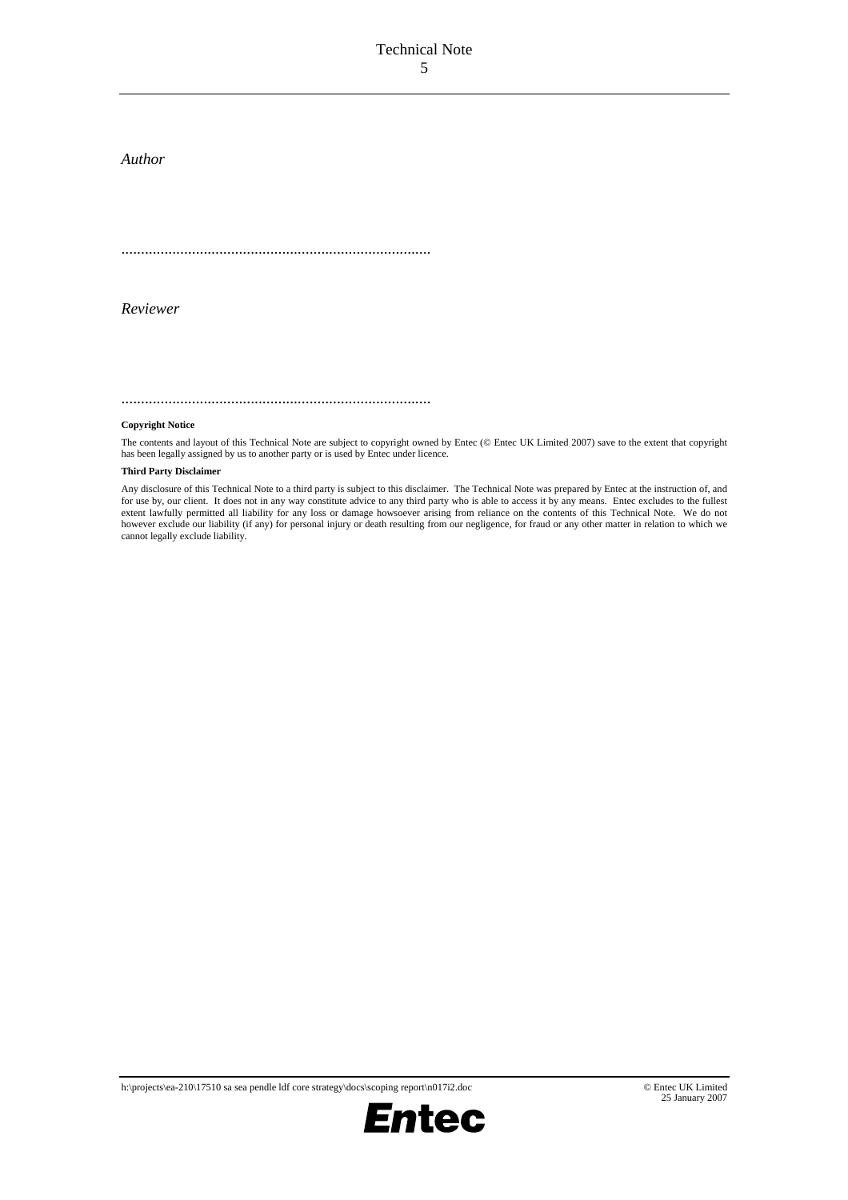*Author*

..............................................................................

*Reviewer*

..............................................................................

**Copyright Notice**

The contents and layout of this Technical Note are subject to copyright owned by Entec (© Entec UK Limited 2007) save to the extent that copyright has been legally assigned by us to another party or is used by Entec under licence.

**Third Party Disclaimer**

Any disclosure of this Technical Note to a third party is subject to this disclaimer. The Technical Note was prepared by Entec at the instruction of, and for use by, our client. It does not in any way constitute advice to any third party who is able to access it by any means. Entec excludes to the fullest extent lawfully permitted all liability for any loss or damage howsoever arising from reliance on the contents of this Technical Note. We do not however exclude our liability (if any) for personal injury or death resulting from our negligence, for fraud or any other matter in relation to which we cannot legally exclude liability.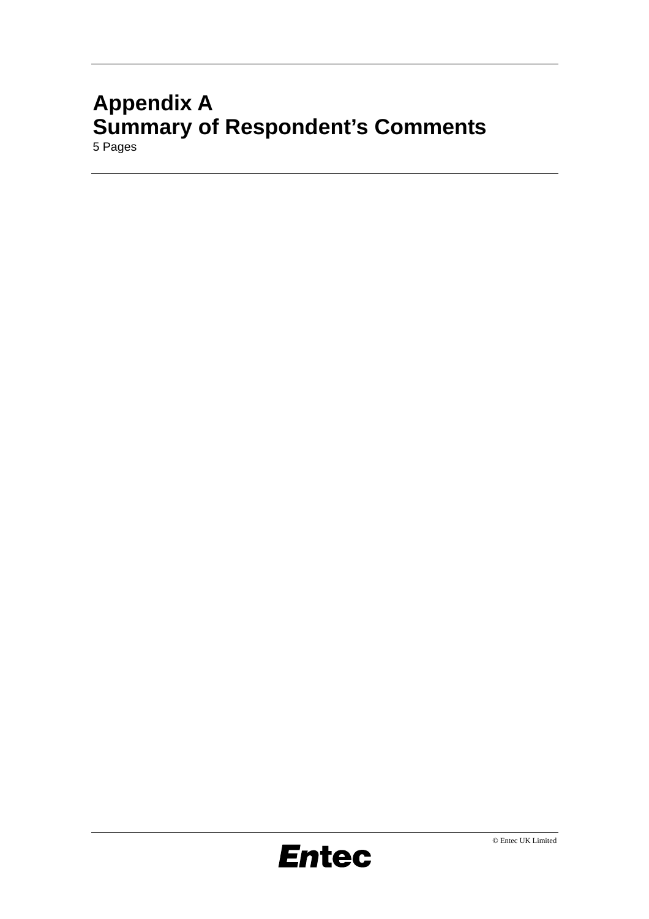# Appendix A
# Summary of Respondent's Comments

5 Pages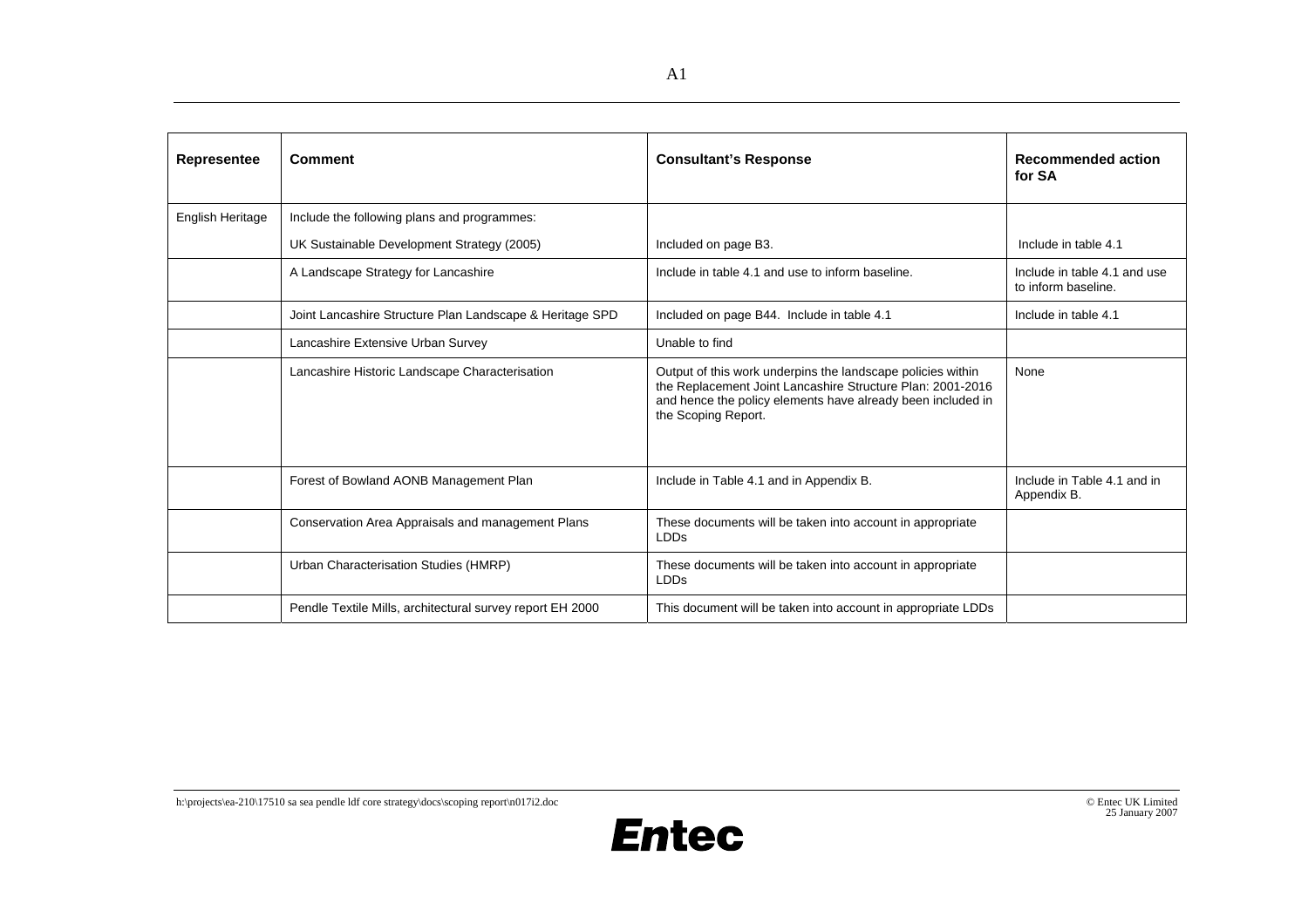| Representee | Comment | Consultant's Response | Recommended action for SA |
|---|---|---|---|
| English Heritage | Include the following plans and programmes:<br>UK Sustainable Development Strategy (2005) | Included on page B3. | Include in table 4.1 |
| | A Landscape Strategy for Lancashire | Include in table 4.1 and use to inform baseline. | Include in table 4.1 and use to inform baseline. |
| | Joint Lancashire Structure Plan Landscape & Heritage SPD | Included on page B44. Include in table 4.1 | Include in table 4.1 |
| | Lancashire Extensive Urban Survey | Unable to find | |
| | Lancashire Historic Landscape Characterisation | Output of this work underpins the landscape policies within the Replacement Joint Lancashire Structure Plan: 2001-2016 and hence the policy elements have already been included in the Scoping Report. | None |
| | Forest of Bowland AONB Management Plan | Include in Table 4.1 and in Appendix B. | Include in Table 4.1 and in Appendix B. |
| | Conservation Area Appraisals and management Plans | These documents will be taken into account in appropriate LDDs | |
| | Urban Characterisation Studies (HMRP) | These documents will be taken into account in appropriate LDDs | |
| | Pendle Textile Mills, architectural survey report EH 2000 | This document will be taken into account in appropriate LDDs | |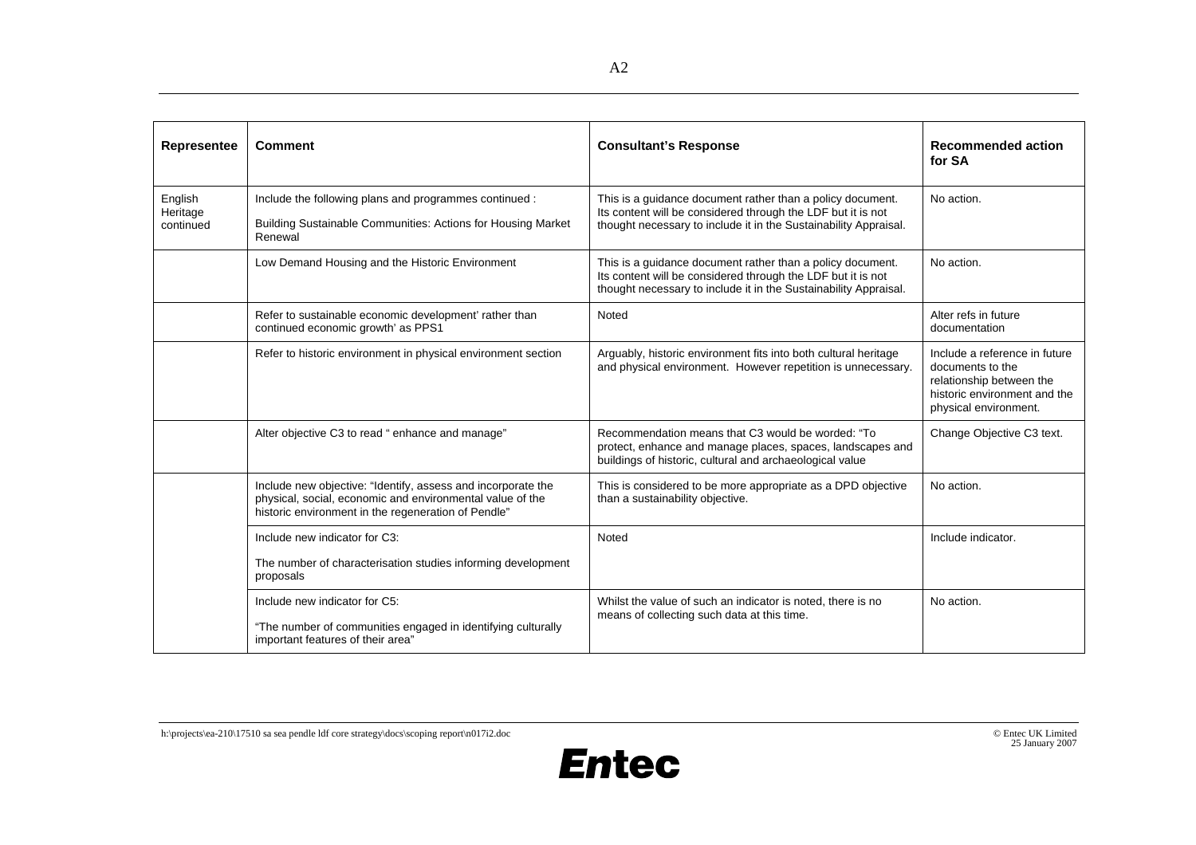| Representee | Comment | Consultant's Response | Recommended action for SA |
|---|---|---|---|
| English Heritage continued | Include the following plans and programmes continued :<br><br>Building Sustainable Communities: Actions for Housing Market Renewal | This is a guidance document rather than a policy document. Its content will be considered through the LDF but it is not thought necessary to include it in the Sustainability Appraisal. | No action. |
| | Low Demand Housing and the Historic Environment | This is a guidance document rather than a policy document. Its content will be considered through the LDF but it is not thought necessary to include it in the Sustainability Appraisal. | No action. |
| | Refer to sustainable economic development' rather than continued economic growth' as PPS1 | Noted | Alter refs in future documentation |
| | Refer to historic environment in physical environment section | Arguably, historic environment fits into both cultural heritage and physical environment. However repetition is unnecessary. | Include a reference in future documents to the relationship between the historic environment and the physical environment. |
| | Alter objective C3 to read " enhance and manage" | Recommendation means that C3 would be worded: "To protect, enhance and manage places, spaces, landscapes and buildings of historic, cultural and archaeological value | Change Objective C3 text. |
| | Include new objective: "Identify, assess and incorporate the physical, social, economic and environmental value of the historic environment in the regeneration of Pendle" | This is considered to be more appropriate as a DPD objective than a sustainability objective. | No action. |
| | Include new indicator for C3:<br><br>The number of characterisation studies informing development proposals | Noted | Include indicator. |
| | Include new indicator for C5:<br><br>"The number of communities engaged in identifying culturally important features of their area" | Whilst the value of such an indicator is noted, there is no means of collecting such data at this time. | No action. |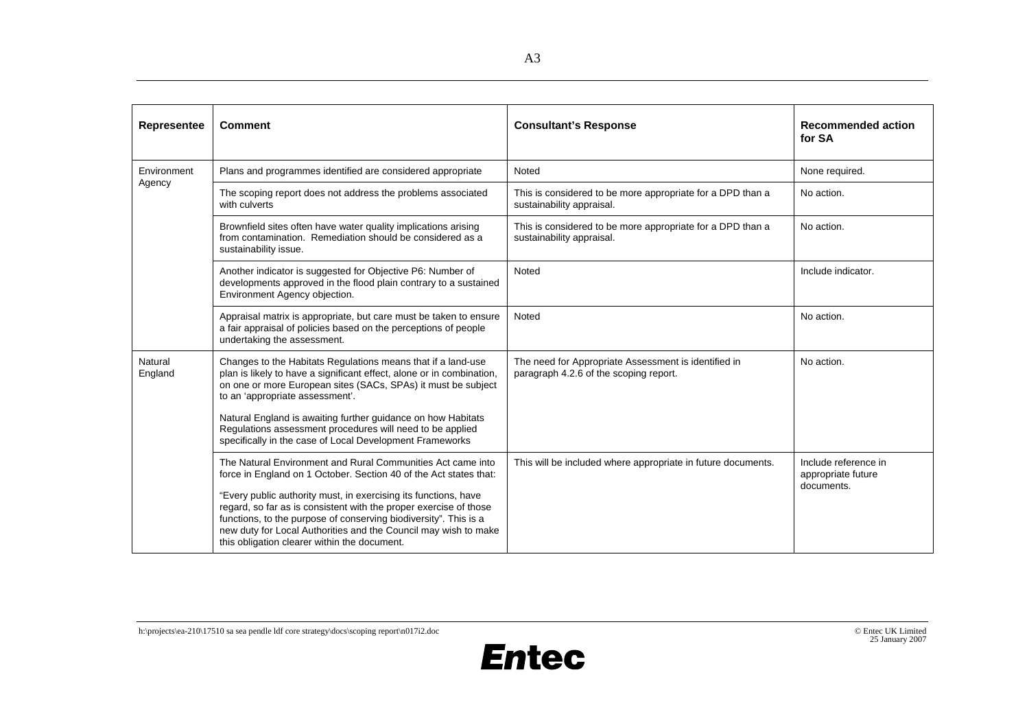| Representee | Comment | Consultant's Response | Recommended action for SA |
|---|---|---|---|
| Environment Agency | Plans and programmes identified are considered appropriate | Noted | None required. |
| | The scoping report does not address the problems associated with culverts | This is considered to be more appropriate for a DPD than a sustainability appraisal. | No action. |
| | Brownfield sites often have water quality implications arising from contamination. Remediation should be considered as a sustainability issue. | This is considered to be more appropriate for a DPD than a sustainability appraisal. | No action. |
| | Another indicator is suggested for Objective P6: Number of developments approved in the flood plain contrary to a sustained Environment Agency objection. | Noted | Include indicator. |
| | Appraisal matrix is appropriate, but care must be taken to ensure a fair appraisal of policies based on the perceptions of people undertaking the assessment. | Noted | No action. |
| Natural England | Changes to the Habitats Regulations means that if a land-use plan is likely to have a significant effect, alone or in combination, on one or more European sites (SACs, SPAs) it must be subject to an 'appropriate assessment'.<br><br>Natural England is awaiting further guidance on how Habitats Regulations assessment procedures will need to be applied specifically in the case of Local Development Frameworks | The need for Appropriate Assessment is identified in paragraph 4.2.6 of the scoping report. | No action. |
| | The Natural Environment and Rural Communities Act came into force in England on 1 October. Section 40 of the Act states that:<br><br>"Every public authority must, in exercising its functions, have regard, so far as is consistent with the proper exercise of those functions, to the purpose of conserving biodiversity". This is a new duty for Local Authorities and the Council may wish to make this obligation clearer within the document. | This will be included where appropriate in future documents. | Include reference in appropriate future documents. |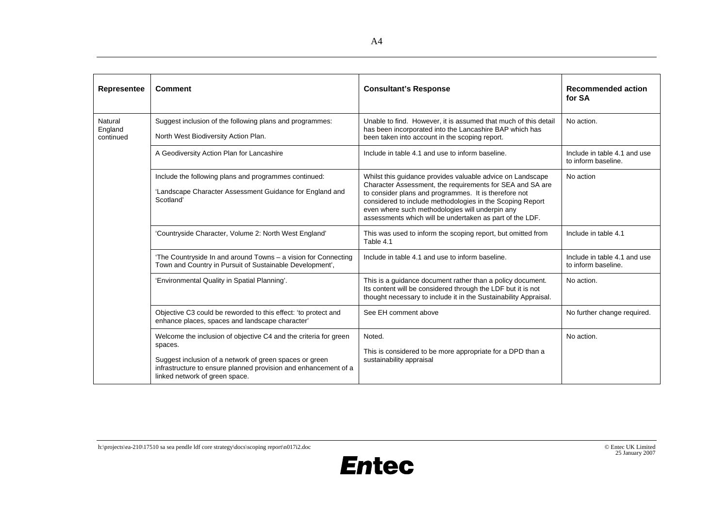| Representee | Comment | Consultant's Response | Recommended action for SA |
|---|---|---|---|
| Natural England continued | Suggest inclusion of the following plans and programmes:<br><br>North West Biodiversity Action Plan. | Unable to find. However, it is assumed that much of this detail has been incorporated into the Lancashire BAP which has been taken into account in the scoping report. | No action. |
| | A Geodiversity Action Plan for Lancashire | Include in table 4.1 and use to inform baseline. | Include in table 4.1 and use to inform baseline. |
| | Include the following plans and programmes continued:<br><br>'Landscape Character Assessment Guidance for England and Scotland' | Whilst this guidance provides valuable advice on Landscape Character Assessment, the requirements for SEA and SA are to consider plans and programmes. It is therefore not considered to include methodologies in the Scoping Report even where such methodologies will underpin any assessments which will be undertaken as part of the LDF. | No action |
| | 'Countryside Character, Volume 2: North West England' | This was used to inform the scoping report, but omitted from Table 4.1 | Include in table 4.1 |
| | 'The Countryside In and around Towns – a vision for Connecting Town and Country in Pursuit of Sustainable Development', | Include in table 4.1 and use to inform baseline. | Include in table 4.1 and use to inform baseline. |
| | 'Environmental Quality in Spatial Planning'. | This is a guidance document rather than a policy document. Its content will be considered through the LDF but it is not thought necessary to include it in the Sustainability Appraisal. | No action. |
| | Objective C3 could be reworded to this effect: 'to protect and enhance places, spaces and landscape character' | See EH comment above | No further change required. |
| | Welcome the inclusion of objective C4 and the criteria for green spaces.<br><br>Suggest inclusion of a network of green spaces or green infrastructure to ensure planned provision and enhancement of a linked network of green space. | Noted.<br><br>This is considered to be more appropriate for a DPD than a sustainability appraisal | No action. |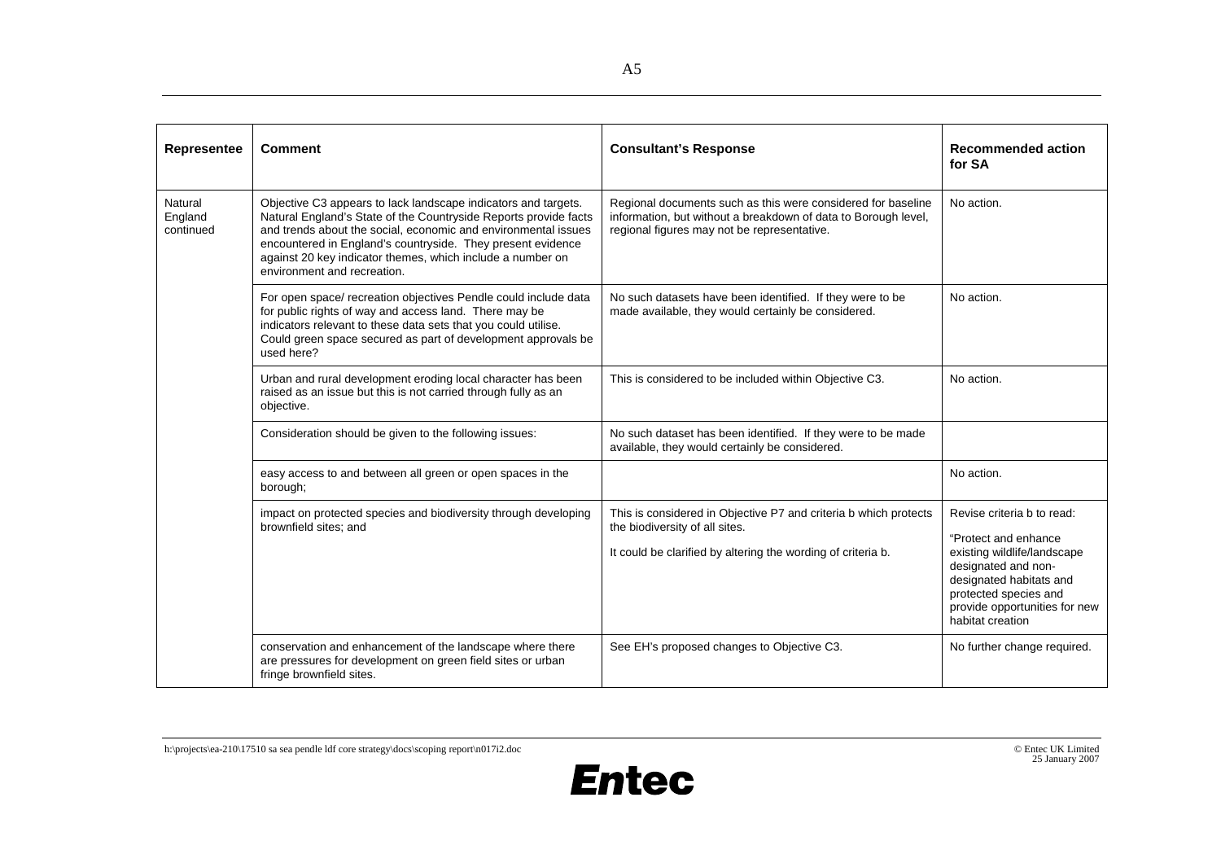| Representee | Comment | Consultant's Response | Recommended action for SA |
|---|---|---|---|
| Natural England continued | Objective C3 appears to lack landscape indicators and targets. Natural England's State of the Countryside Reports provide facts and trends about the social, economic and environmental issues encountered in England's countryside. They present evidence against 20 key indicator themes, which include a number on environment and recreation. | Regional documents such as this were considered for baseline information, but without a breakdown of data to Borough level, regional figures may not be representative. | No action. |
| | For open space/ recreation objectives Pendle could include data for public rights of way and access land. There may be indicators relevant to these data sets that you could utilise. Could green space secured as part of development approvals be used here? | No such datasets have been identified. If they were to be made available, they would certainly be considered. | No action. |
| | Urban and rural development eroding local character has been raised as an issue but this is not carried through fully as an objective. | This is considered to be included within Objective C3. | No action. |
| | Consideration should be given to the following issues: | No such dataset has been identified. If they were to be made available, they would certainly be considered. | |
| | easy access to and between all green or open spaces in the borough; | | No action. |
| | impact on protected species and biodiversity through developing brownfield sites; and | This is considered in Objective P7 and criteria b which protects the biodiversity of all sites.<br><br>It could be clarified by altering the wording of criteria b. | Revise criteria b to read:<br><br>"Protect and enhance existing wildlife/landscape designated and non-designated habitats and protected species and provide opportunities for new habitat creation |
| | conservation and enhancement of the landscape where there are pressures for development on green field sites or urban fringe brownfield sites. | See EH's proposed changes to Objective C3. | No further change required. |